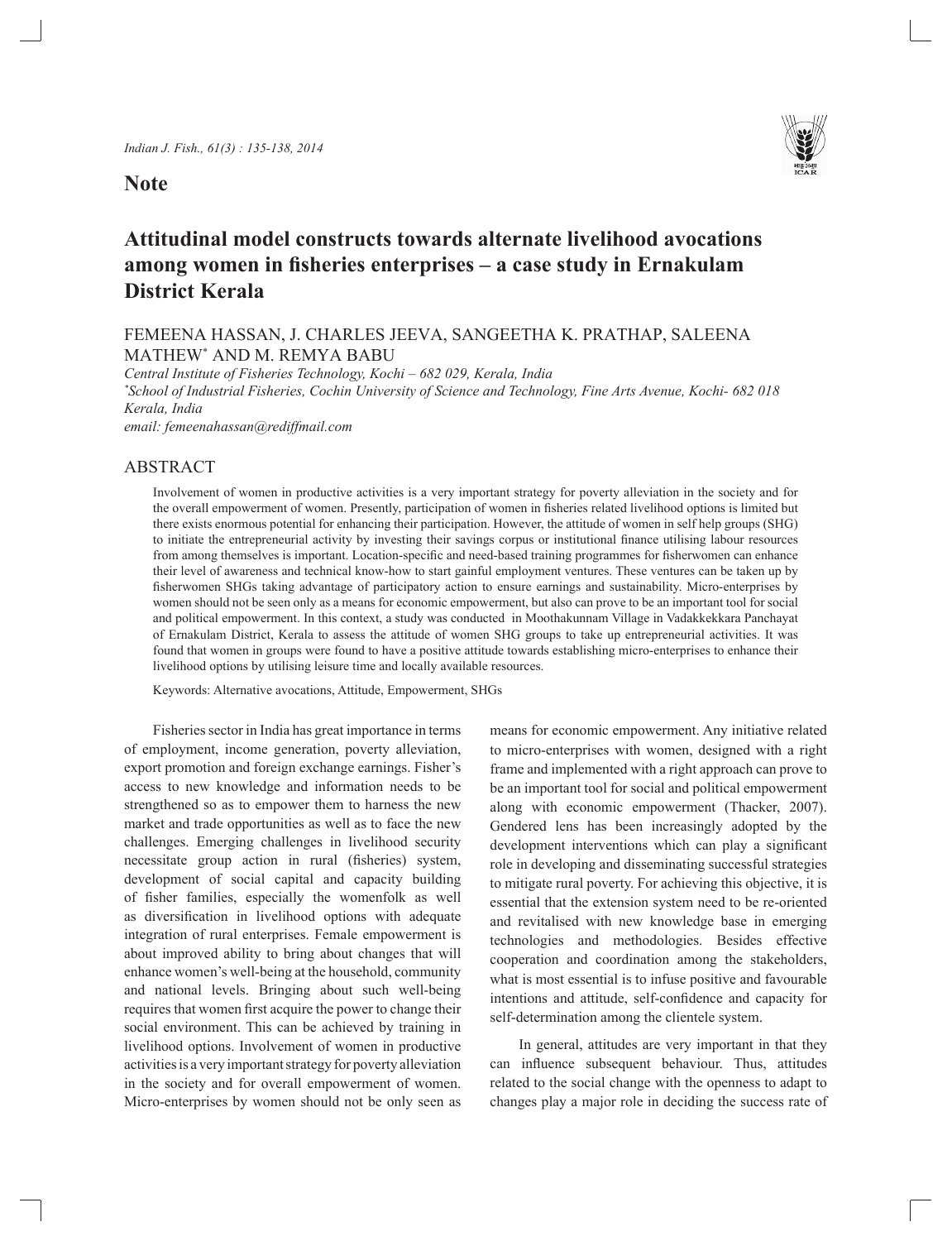**Note**

# Attitudinal model constructs towards alternate livelihood avocations among women in fisheries enterprises – a case study in Ernakulam District Kerala

FEMEENA HASSAN, J. CHARLES JEEVA, SANGEETHA K. PRATHAP, SALEENA MATHEW[*] AND M. REMYA BABU

*Central Institute of Fisheries Technology, Kochi – 682 029, Kerala, India*
*[*]School of Industrial Fisheries, Cochin University of Science and Technology, Fine Arts Avenue, Kochi- 682 018 Kerala, India*
*email: femeenahassan@rediffmail.com*

## ABSTRACT

Involvement of women in productive activities is a very important strategy for poverty alleviation in the society and for the overall empowerment of women. Presently, participation of women in fisheries related livelihood options is limited but there exists enormous potential for enhancing their participation. However, the attitude of women in self help groups (SHG) to initiate the entrepreneurial activity by investing their savings corpus or institutional finance utilising labour resources from among themselves is important. Location-specific and need-based training programmes for fisherwomen can enhance their level of awareness and technical know-how to start gainful employment ventures. These ventures can be taken up by fisherwomen SHGs taking advantage of participatory action to ensure earnings and sustainability. Micro-enterprises by women should not be seen only as a means for economic empowerment, but also can prove to be an important tool for social and political empowerment. In this context, a study was conducted in Moothakunnam Village in Vadakkekkara Panchayat of Ernakulam District, Kerala to assess the attitude of women SHG groups to take up entrepreneurial activities. It was found that women in groups were found to have a positive attitude towards establishing micro-enterprises to enhance their livelihood options by utilising leisure time and locally available resources.

Keywords: Alternative avocations, Attitude, Empowerment, SHGs

Fisheries sector in India has great importance in terms of employment, income generation, poverty alleviation, export promotion and foreign exchange earnings. Fisher's access to new knowledge and information needs to be strengthened so as to empower them to harness the new market and trade opportunities as well as to face the new challenges. Emerging challenges in livelihood security necessitate group action in rural (fisheries) system, development of social capital and capacity building of fisher families, especially the womenfolk as well as diversification in livelihood options with adequate integration of rural enterprises. Female empowerment is about improved ability to bring about changes that will enhance women's well-being at the household, community and national levels. Bringing about such well-being requires that women first acquire the power to change their social environment. This can be achieved by training in livelihood options. Involvement of women in productive activities is a very important strategy for poverty alleviation in the society and for overall empowerment of women. Micro-enterprises by women should not be only seen as means for economic empowerment. Any initiative related to micro-enterprises with women, designed with a right frame and implemented with a right approach can prove to be an important tool for social and political empowerment along with economic empowerment (Thacker, 2007). Gendered lens has been increasingly adopted by the development interventions which can play a significant role in developing and disseminating successful strategies to mitigate rural poverty. For achieving this objective, it is essential that the extension system need to be re-oriented and revitalised with new knowledge base in emerging technologies and methodologies. Besides effective cooperation and coordination among the stakeholders, what is most essential is to infuse positive and favourable intentions and attitude, self-confidence and capacity for self-determination among the clientele system.

In general, attitudes are very important in that they can influence subsequent behaviour. Thus, attitudes related to the social change with the openness to adapt to changes play a major role in deciding the success rate of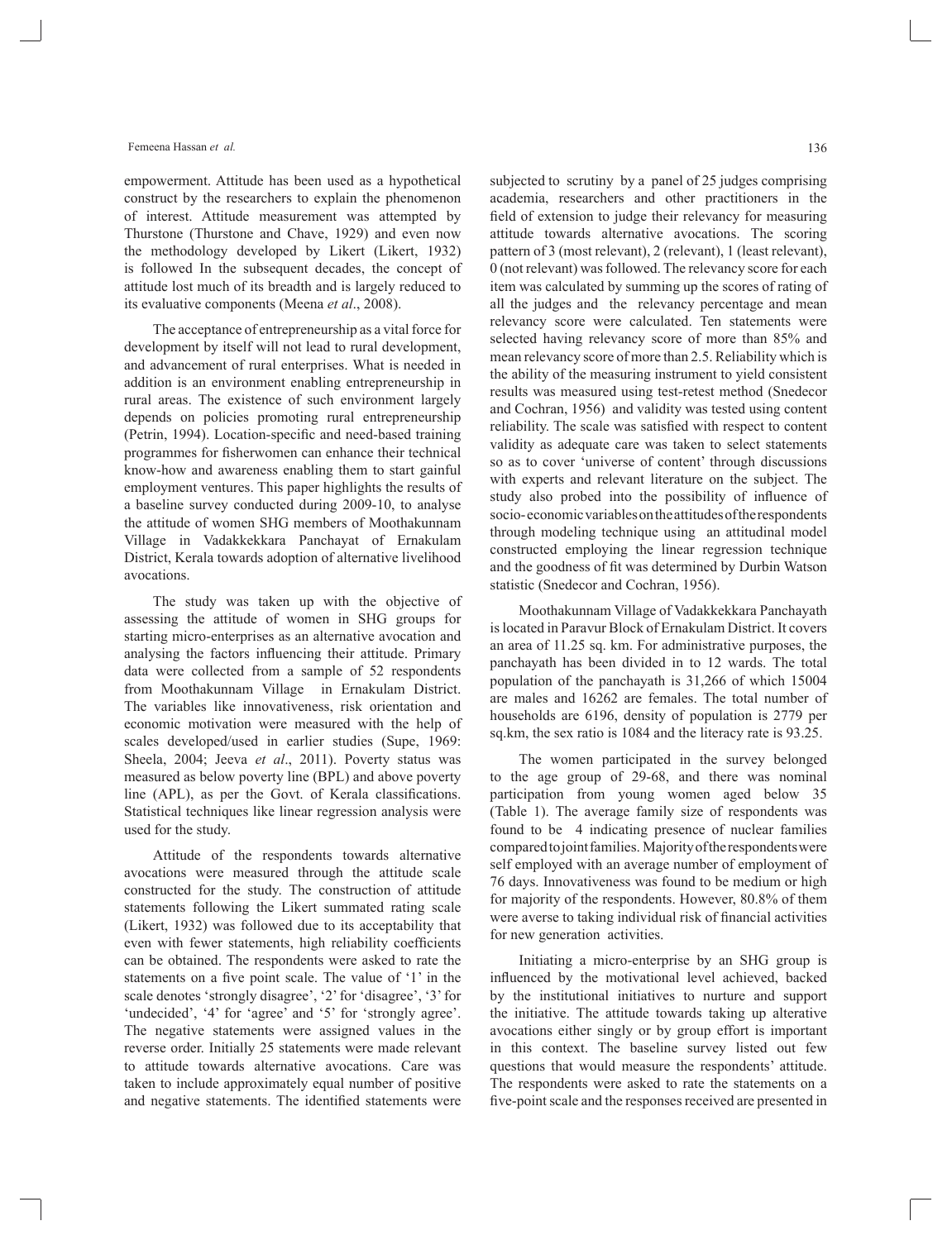empowerment. Attitude has been used as a hypothetical construct by the researchers to explain the phenomenon of interest. Attitude measurement was attempted by Thurstone (Thurstone and Chave, 1929) and even now the methodology developed by Likert (Likert, 1932) is followed In the subsequent decades, the concept of attitude lost much of its breadth and is largely reduced to its evaluative components (Meena *et al*., 2008).

The acceptance of entrepreneurship as a vital force for development by itself will not lead to rural development, and advancement of rural enterprises. What is needed in addition is an environment enabling entrepreneurship in rural areas. The existence of such environment largely depends on policies promoting rural entrepreneurship (Petrin, 1994). Location-specific and need-based training programmes for fisherwomen can enhance their technical know-how and awareness enabling them to start gainful employment ventures. This paper highlights the results of a baseline survey conducted during 2009-10, to analyse the attitude of women SHG members of Moothakunnam Village in Vadakkekkara Panchayat of Ernakulam District, Kerala towards adoption of alternative livelihood avocations.

The study was taken up with the objective of assessing the attitude of women in SHG groups for starting micro-enterprises as an alternative avocation and analysing the factors influencing their attitude. Primary data were collected from a sample of 52 respondents from Moothakunnam Village in Ernakulam District. The variables like innovativeness, risk orientation and economic motivation were measured with the help of scales developed/used in earlier studies (Supe, 1969: Sheela, 2004; Jeeva *et al*., 2011). Poverty status was measured as below poverty line (BPL) and above poverty line (APL), as per the Govt. of Kerala classifications. Statistical techniques like linear regression analysis were used for the study.

Attitude of the respondents towards alternative avocations were measured through the attitude scale constructed for the study. The construction of attitude statements following the Likert summated rating scale (Likert, 1932) was followed due to its acceptability that even with fewer statements, high reliability coefficients can be obtained. The respondents were asked to rate the statements on a five point scale. The value of '1' in the scale denotes 'strongly disagree', '2' for 'disagree', '3' for 'undecided', '4' for 'agree' and '5' for 'strongly agree'. The negative statements were assigned values in the reverse order. Initially 25 statements were made relevant to attitude towards alternative avocations. Care was taken to include approximately equal number of positive and negative statements. The identified statements were subjected to scrutiny by a panel of 25 judges comprising academia, researchers and other practitioners in the field of extension to judge their relevancy for measuring attitude towards alternative avocations. The scoring pattern of 3 (most relevant), 2 (relevant), 1 (least relevant), 0 (not relevant) was followed. The relevancy score for each item was calculated by summing up the scores of rating of all the judges and the relevancy percentage and mean relevancy score were calculated. Ten statements were selected having relevancy score of more than 85% and mean relevancy score of more than 2.5. Reliability which is the ability of the measuring instrument to yield consistent results was measured using test-retest method (Snedecor and Cochran, 1956) and validity was tested using content reliability. The scale was satisfied with respect to content validity as adequate care was taken to select statements so as to cover 'universe of content' through discussions with experts and relevant literature on the subject. The study also probed into the possibility of influence of socio-economic variables on the attitudes of the respondents through modeling technique using an attitudinal model constructed employing the linear regression technique and the goodness of fit was determined by Durbin Watson statistic (Snedecor and Cochran, 1956).

Moothakunnam Village of Vadakkekkara Panchayath is located in Paravur Block of Ernakulam District. It covers an area of 11.25 sq. km. For administrative purposes, the panchayath has been divided in to 12 wards. The total population of the panchayath is 31,266 of which 15004 are males and 16262 are females. The total number of households are 6196, density of population is 2779 per sq.km, the sex ratio is 1084 and the literacy rate is 93.25.

The women participated in the survey belonged to the age group of 29-68, and there was nominal participation from young women aged below 35 (Table 1). The average family size of respondents was found to be 4 indicating presence of nuclear families compared to joint families. Majority of the respondents were self employed with an average number of employment of 76 days. Innovativeness was found to be medium or high for majority of the respondents. However, 80.8% of them were averse to taking individual risk of financial activities for new generation activities.

Initiating a micro-enterprise by an SHG group is influenced by the motivational level achieved, backed by the institutional initiatives to nurture and support the initiative. The attitude towards taking up alterative avocations either singly or by group effort is important in this context. The baseline survey listed out few questions that would measure the respondents' attitude. The respondents were asked to rate the statements on a five-point scale and the responses received are presented in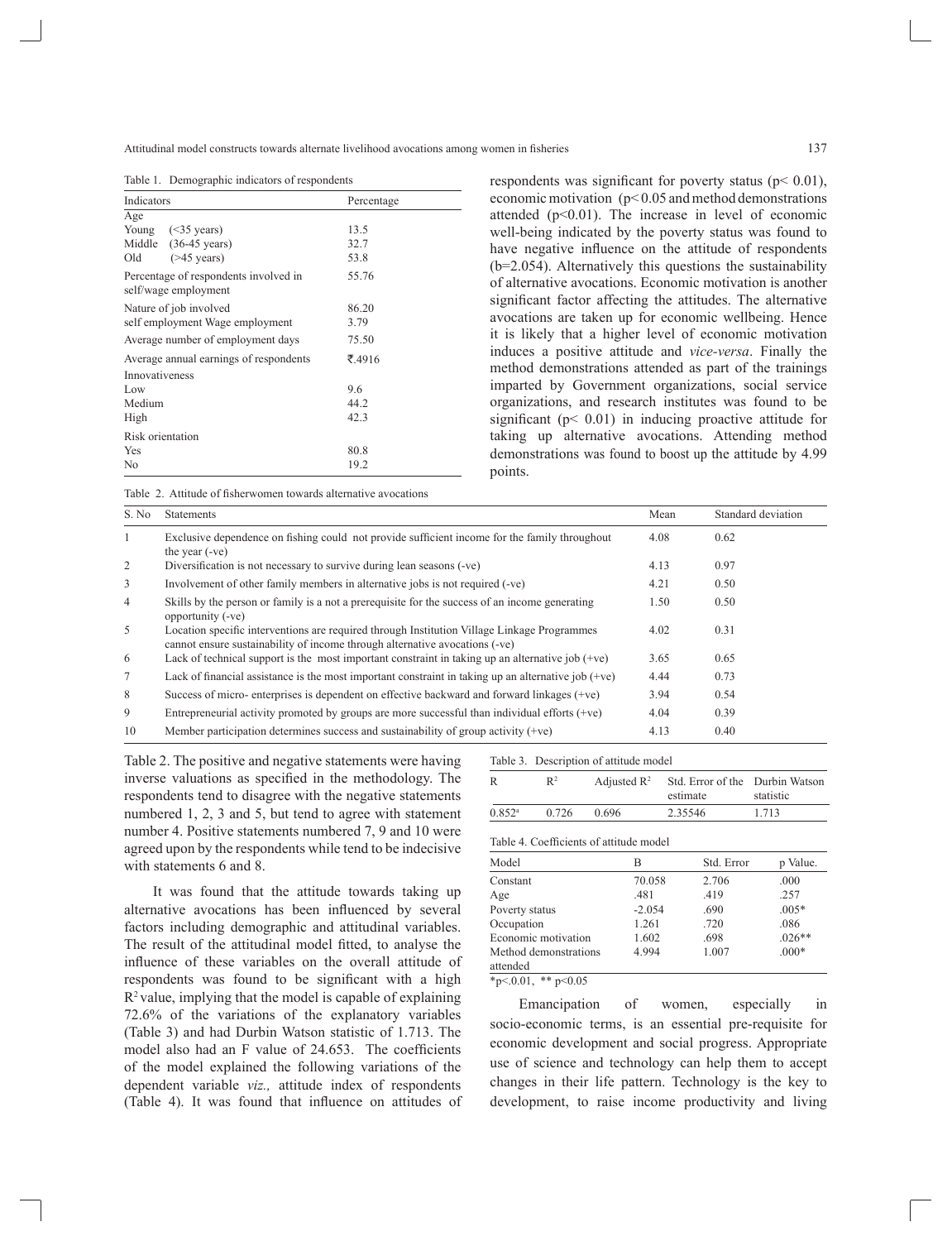Table 1. Demographic indicators of respondents

| Indicators | Percentage |
|---|---|
| Age | |
| Young (<35 years) | 13.5 |
| Middle (36-45 years) | 32.7 |
| Old (>45 years) | 53.8 |
| Percentage of respondents involved in self/wage employment | 55.76 |
| Nature of job involved | 86.20 |
| self employment Wage employment | 3.79 |
| Average number of employment days | 75.50 |
| Average annual earnings of respondents | ₹.4916 |
| Innovativeness | |
| Low | 9.6 |
| Medium | 44.2 |
| High | 42.3 |
| Risk orientation | |
| Yes | 80.8 |
| No | 19.2 |

respondents was significant for poverty status ($p< 0.01$), economic motivation ($p< 0.05$ and method demonstrations attended ($p<0.01$). The increase in level of economic well-being indicated by the poverty status was found to have negative influence on the attitude of respondents (b=2.054). Alternatively this questions the sustainability of alternative avocations. Economic motivation is another significant factor affecting the attitudes. The alternative avocations are taken up for economic wellbeing. Hence it is likely that a higher level of economic motivation induces a positive attitude and *vice-versa*. Finally the method demonstrations attended as part of the trainings imparted by Government organizations, social service organizations, and research institutes was found to be significant ($p< 0.01$) in inducing proactive attitude for taking up alternative avocations. Attending method demonstrations was found to boost up the attitude by 4.99 points.

Table 2. Attitude of fisherwomen towards alternative avocations

| S. No | Statements | Mean | Standard deviation |
|---|---|---|---|
| 1 | Exclusive dependence on fishing could not provide sufficient income for the family throughout the year (-ve) | 4.08 | 0.62 |
| 2 | Diversification is not necessary to survive during lean seasons (-ve) | 4.13 | 0.97 |
| 3 | Involvement of other family members in alternative jobs is not required (-ve) | 4.21 | 0.50 |
| 4 | Skills by the person or family is a not a prerequisite for the success of an income generating opportunity (-ve) | 1.50 | 0.50 |
| 5 | Location specific interventions are required through Institution Village Linkage Programmes cannot ensure sustainability of income through alternative avocations (-ve) | 4.02 | 0.31 |
| 6 | Lack of technical support is the most important constraint in taking up an alternative job (+ve) | 3.65 | 0.65 |
| 7 | Lack of financial assistance is the most important constraint in taking up an alternative job (+ve) | 4.44 | 0.73 |
| 8 | Success of micro- enterprises is dependent on effective backward and forward linkages (+ve) | 3.94 | 0.54 |
| 9 | Entrepreneurial activity promoted by groups are more successful than individual efforts (+ve) | 4.04 | 0.39 |
| 10 | Member participation determines success and sustainability of group activity (+ve) | 4.13 | 0.40 |

Table 2. The positive and negative statements were having inverse valuations as specified in the methodology. The respondents tend to disagree with the negative statements numbered 1, 2, 3 and 5, but tend to agree with statement number 4. Positive statements numbered 7, 9 and 10 were agreed upon by the respondents while tend to be indecisive with statements 6 and 8.

It was found that the attitude towards taking up alternative avocations has been influenced by several factors including demographic and attitudinal variables. The result of the attitudinal model fitted, to analyse the influence of these variables on the overall attitude of respondents was found to be significant with a high $R^2$ value, implying that the model is capable of explaining 72.6% of the variations of the explanatory variables (Table 3) and had Durbin Watson statistic of 1.713. The model also had an F value of 24.653. The coefficients of the model explained the following variations of the dependent variable *viz.,* attitude index of respondents (Table 4). It was found that influence on attitudes of

Table 3. Description of attitude model

| R | $R^2$ | Adjusted $R^2$ | Std. Error of the estimate | Durbin Watson statistic |
|---|---|---|---|---|
| 0.852[a] | 0.726 | 0.696 | 2.35546 | 1.713 |

Table 4. Coefficients of attitude model

| Model | B | Std. Error | p Value. |
|---|---|---|---|
| Constant | 70.058 | 2.706 | .000 |
| Age | .481 | .419 | .257 |
| Poverty status | -2.054 | .690 | .005* |
| Occupation | 1.261 | .720 | .086 |
| Economic motivation | 1.602 | .698 | .026** |
| Method demonstrations attended | 4.994 | 1.007 | .000* |

$*p<.0.01$, $** p<0.05$

Emancipation of women, especially in socio-economic terms, is an essential pre-requisite for economic development and social progress. Appropriate use of science and technology can help them to accept changes in their life pattern. Technology is the key to development, to raise income productivity and living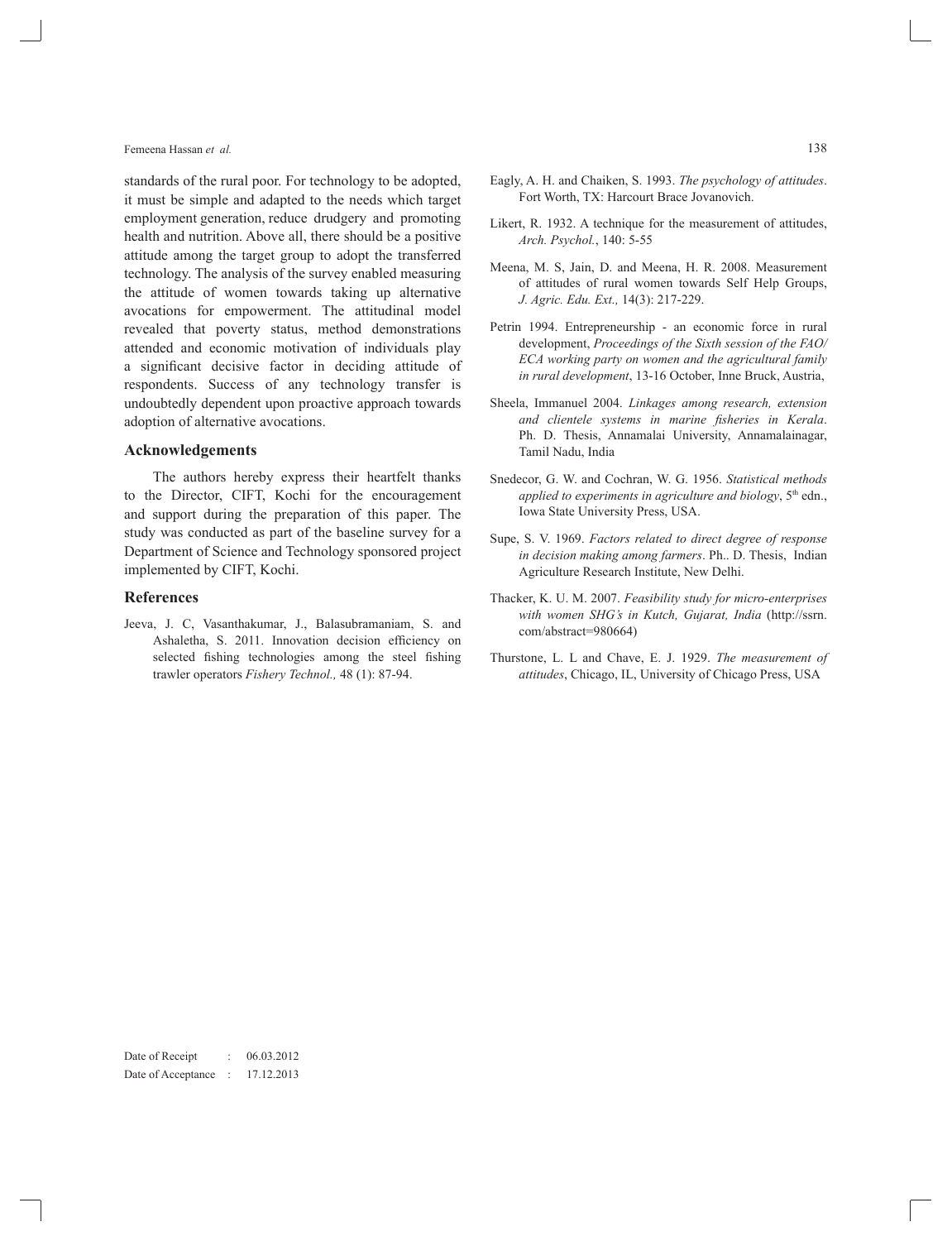standards of the rural poor. For technology to be adopted, it must be simple and adapted to the needs which target employment generation, reduce drudgery and promoting health and nutrition. Above all, there should be a positive attitude among the target group to adopt the transferred technology. The analysis of the survey enabled measuring the attitude of women towards taking up alternative avocations for empowerment. The attitudinal model revealed that poverty status, method demonstrations attended and economic motivation of individuals play a significant decisive factor in deciding attitude of respondents. Success of any technology transfer is undoubtedly dependent upon proactive approach towards adoption of alternative avocations.

## Acknowledgements

The authors hereby express their heartfelt thanks to the Director, CIFT, Kochi for the encouragement and support during the preparation of this paper. The study was conducted as part of the baseline survey for a Department of Science and Technology sponsored project implemented by CIFT, Kochi.

## References

Jeeva, J. C, Vasanthakumar, J., Balasubramaniam, S. and Ashaletha, S. 2011. Innovation decision efficiency on selected fishing technologies among the steel fishing trawler operators *Fishery Technol.,* 48 (1): 87-94.

Eagly, A. H. and Chaiken, S. 1993. *The psychology of attitudes*. Fort Worth, TX: Harcourt Brace Jovanovich.

Likert, R. 1932. A technique for the measurement of attitudes, *Arch. Psychol.*, 140: 5-55

Meena, M. S, Jain, D. and Meena, H. R. 2008. Measurement of attitudes of rural women towards Self Help Groups, *J. Agric. Edu. Ext.,* 14(3): 217-229.

Petrin 1994. Entrepreneurship - an economic force in rural development, *Proceedings of the Sixth session of the FAO/ ECA working party on women and the agricultural family in rural development*, 13-16 October, Inne Bruck, Austria,

Sheela, Immanuel 2004. *Linkages among research, extension and clientele systems in marine fisheries in Kerala*. Ph. D. Thesis, Annamalai University, Annamalainagar, Tamil Nadu, India

Snedecor, G. W. and Cochran, W. G. 1956. *Statistical methods applied to experiments in agriculture and biology*, 5th edn., Iowa State University Press, USA.

Supe, S. V. 1969. *Factors related to direct degree of response in decision making among farmers*. Ph.. D. Thesis, Indian Agriculture Research Institute, New Delhi.

Thacker, K. U. M. 2007. *Feasibility study for micro-enterprises with women SHG's in Kutch, Gujarat, India* (http://ssrn.com/abstract=980664)

Thurstone, L. L and Chave, E. J. 1929. *The measurement of attitudes*, Chicago, IL, University of Chicago Press, USA

Date of Receipt : 06.03.2012

Date of Acceptance : 17.12.2013